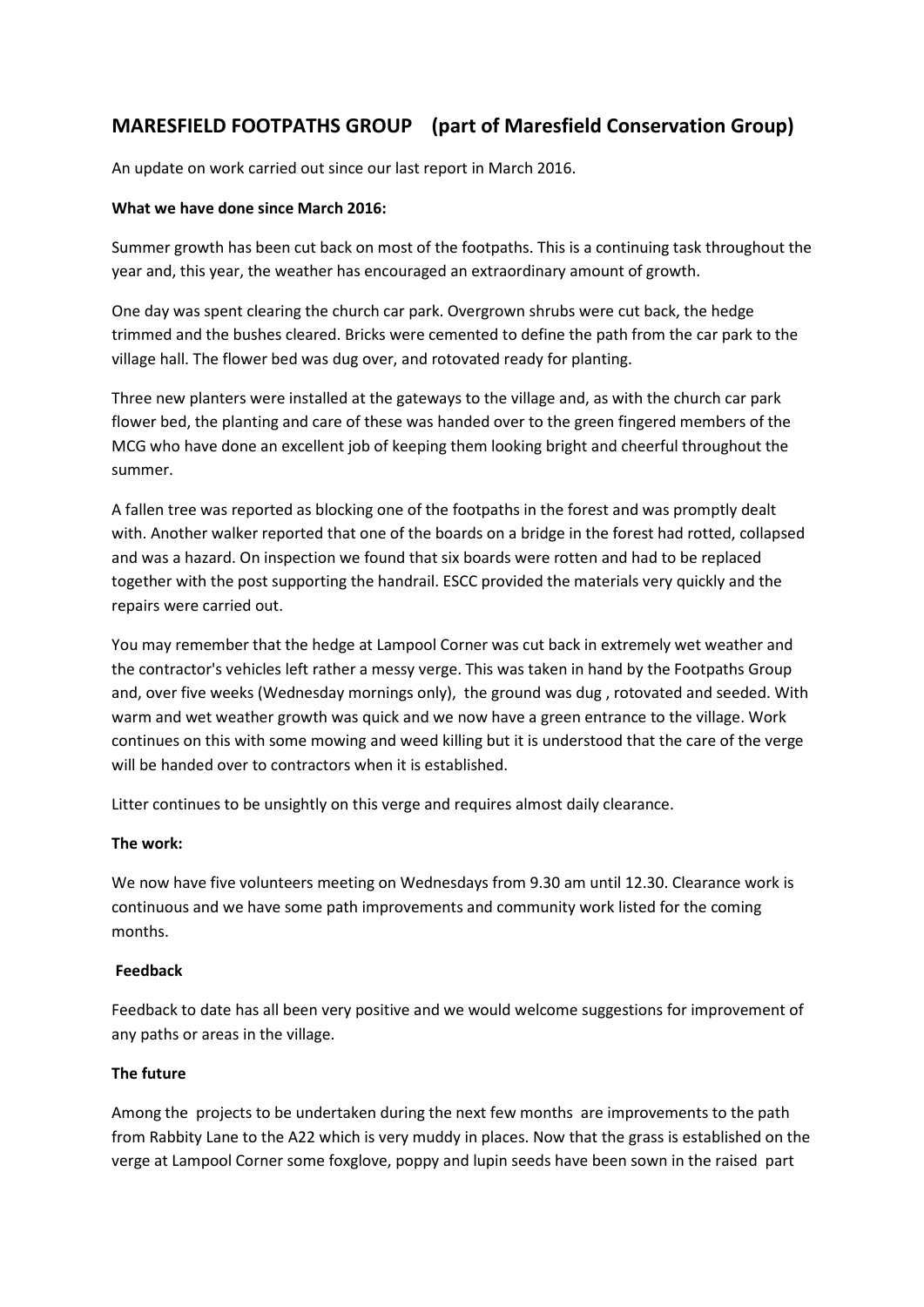## MARESFIELD FOOTPATHS GROUP (part of Maresfield Conservation Group)

An update on work carried out since our last report in March 2016.

**What we have done since March 2016:**

Summer growth has been cut back on most of the footpaths. This is a continuing task throughout the year and, this year, the weather has encouraged an extraordinary amount of growth.

One day was spent clearing the church car park. Overgrown shrubs were cut back, the hedge trimmed and the bushes cleared. Bricks were cemented to define the path from the car park to the village hall. The flower bed was dug over, and rotovated ready for planting.

Three new planters were installed at the gateways to the village and, as with the church car park flower bed, the planting and care of these was handed over to the green fingered members of the MCG who have done an excellent job of keeping them looking bright and cheerful throughout the summer.

A fallen tree was reported as blocking one of the footpaths in the forest and was promptly dealt with. Another walker reported that one of the boards on a bridge in the forest had rotted, collapsed and was a hazard. On inspection we found that six boards were rotten and had to be replaced together with the post supporting the handrail. ESCC provided the materials very quickly and the repairs were carried out.

You may remember that the hedge at Lampool Corner was cut back in extremely wet weather and the contractor's vehicles left rather a messy verge. This was taken in hand by the Footpaths Group and, over five weeks (Wednesday mornings only), the ground was dug , rotovated and seeded. With warm and wet weather growth was quick and we now have a green entrance to the village. Work continues on this with some mowing and weed killing but it is understood that the care of the verge will be handed over to contractors when it is established.

Litter continues to be unsightly on this verge and requires almost daily clearance.

**The work:**

We now have five volunteers meeting on Wednesdays from 9.30 am until 12.30. Clearance work is continuous and we have some path improvements and community work listed for the coming months.

**Feedback**

Feedback to date has all been very positive and we would welcome suggestions for improvement of any paths or areas in the village.

**The future**

Among the projects to be undertaken during the next few months are improvements to the path from Rabbity Lane to the A22 which is very muddy in places. Now that the grass is established on the verge at Lampool Corner some foxglove, poppy and lupin seeds have been sown in the raised part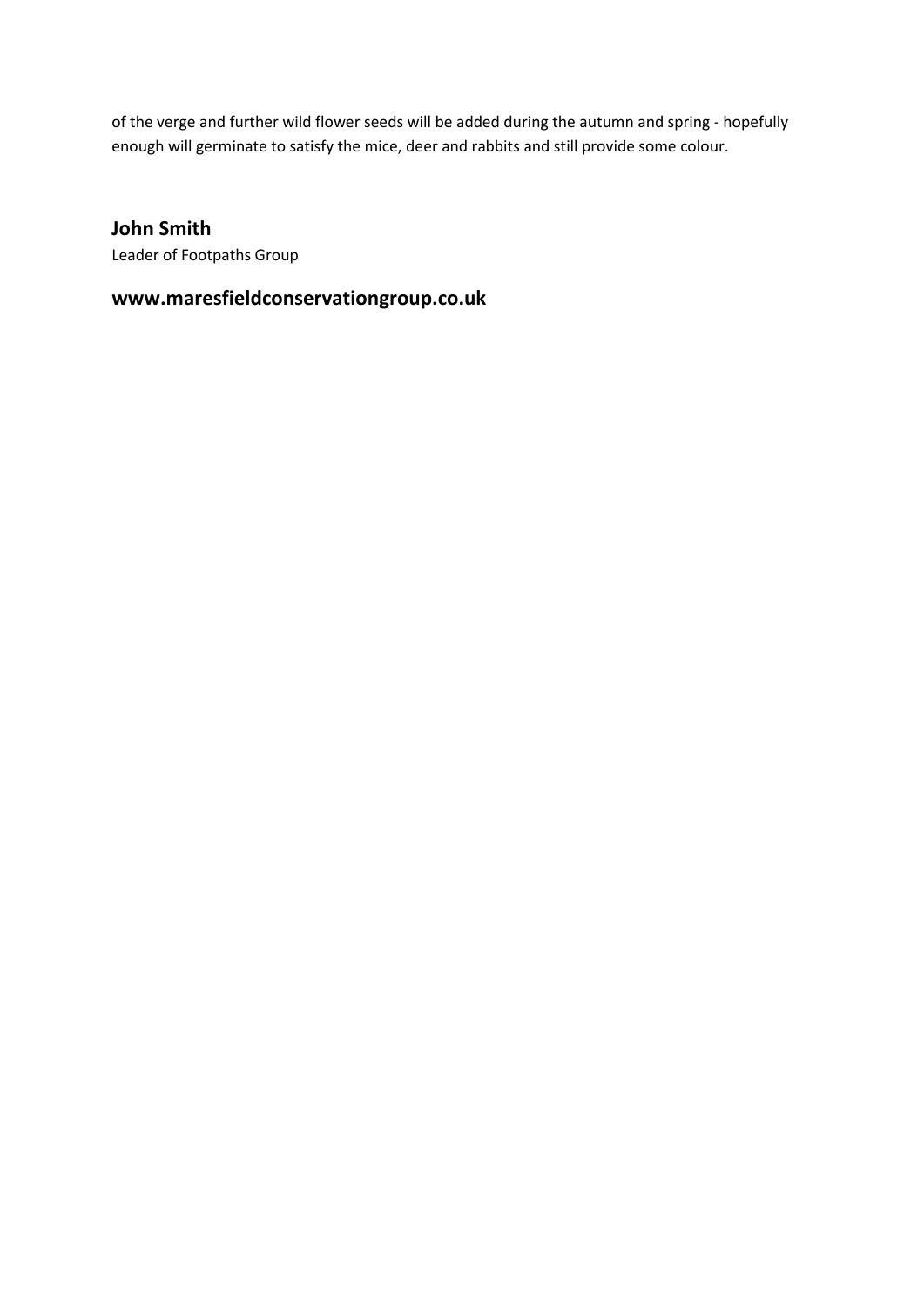of the verge and further wild flower seeds will be added during the autumn and spring - hopefully enough will germinate to satisfy the mice, deer and rabbits and still provide some colour.

**John Smith**
Leader of Footpaths Group

**www.maresfieldconservationgroup.co.uk**